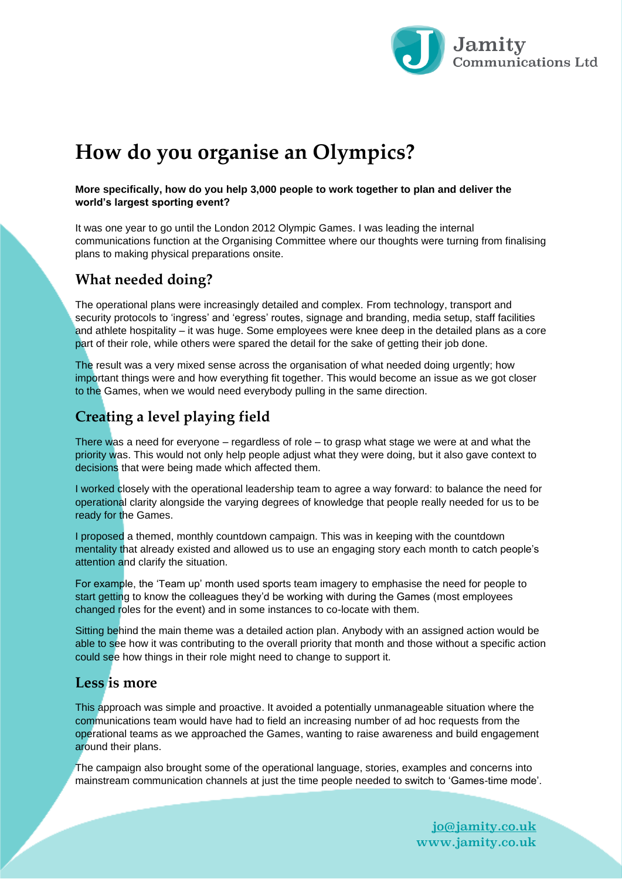# How do you organise an Olympics?

**More specifically, how do you help 3,000 people to work together to plan and deliver the world's largest sporting event?**

It was one year to go until the London 2012 Olympic Games. I was leading the internal communications function at the Organising Committee where our thoughts were turning from finalising plans to making physical preparations onsite.

## What needed doing?

The operational plans were increasingly detailed and complex. From technology, transport and security protocols to 'ingress' and 'egress' routes, signage and branding, media setup, staff facilities and athlete hospitality – it was huge. Some employees were knee deep in the detailed plans as a core part of their role, while others were spared the detail for the sake of getting their job done.

The result was a very mixed sense across the organisation of what needed doing urgently; how important things were and how everything fit together. This would become an issue as we got closer to the Games, when we would need everybody pulling in the same direction.

## Creating a level playing field

There was a need for everyone – regardless of role – to grasp what stage we were at and what the priority was. This would not only help people adjust what they were doing, but it also gave context to decisions that were being made which affected them.

I worked closely with the operational leadership team to agree a way forward: to balance the need for operational clarity alongside the varying degrees of knowledge that people really needed for us to be ready for the Games.

I proposed a themed, monthly countdown campaign. This was in keeping with the countdown mentality that already existed and allowed us to use an engaging story each month to catch people's attention and clarify the situation.

For example, the 'Team up' month used sports team imagery to emphasise the need for people to start getting to know the colleagues they'd be working with during the Games (most employees changed roles for the event) and in some instances to co-locate with them.

Sitting behind the main theme was a detailed action plan. Anybody with an assigned action would be able to see how it was contributing to the overall priority that month and those without a specific action could see how things in their role might need to change to support it.

## Less is more

This approach was simple and proactive. It avoided a potentially unmanageable situation where the communications team would have had to field an increasing number of ad hoc requests from the operational teams as we approached the Games, wanting to raise awareness and build engagement around their plans.

The campaign also brought some of the operational language, stories, examples and concerns into mainstream communication channels at just the time people needed to switch to 'Games-time mode'.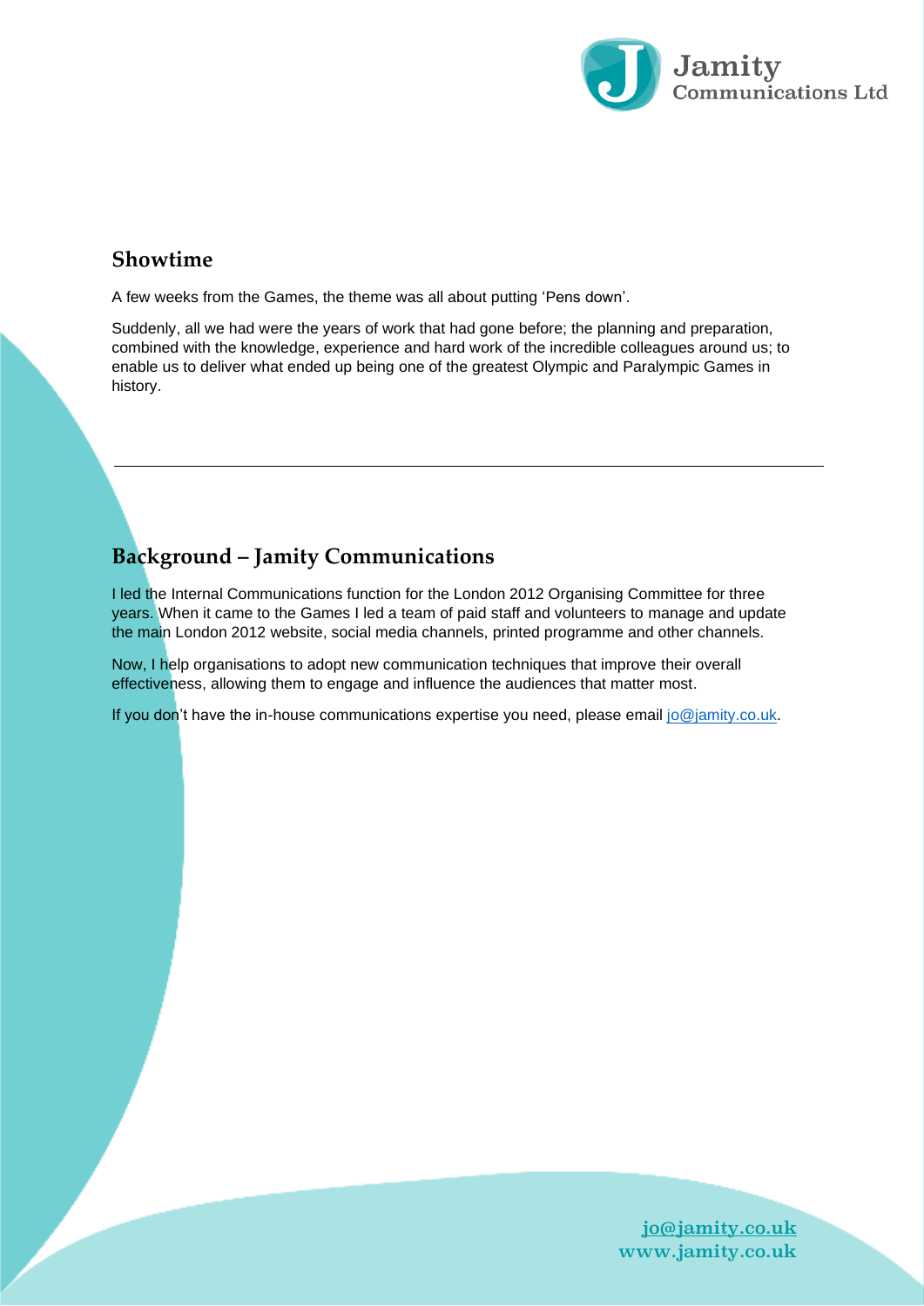## Showtime

A few weeks from the Games, the theme was all about putting 'Pens down'.

Suddenly, all we had were the years of work that had gone before; the planning and preparation, combined with the knowledge, experience and hard work of the incredible colleagues around us; to enable us to deliver what ended up being one of the greatest Olympic and Paralympic Games in history.

---

## Background – Jamity Communications

I led the Internal Communications function for the London 2012 Organising Committee for three years. When it came to the Games I led a team of paid staff and volunteers to manage and update the main London 2012 website, social media channels, printed programme and other channels.

Now, I help organisations to adopt new communication techniques that improve their overall effectiveness, allowing them to engage and influence the audiences that matter most.

If you don't have the in-house communications expertise you need, please email jo@jamity.co.uk.